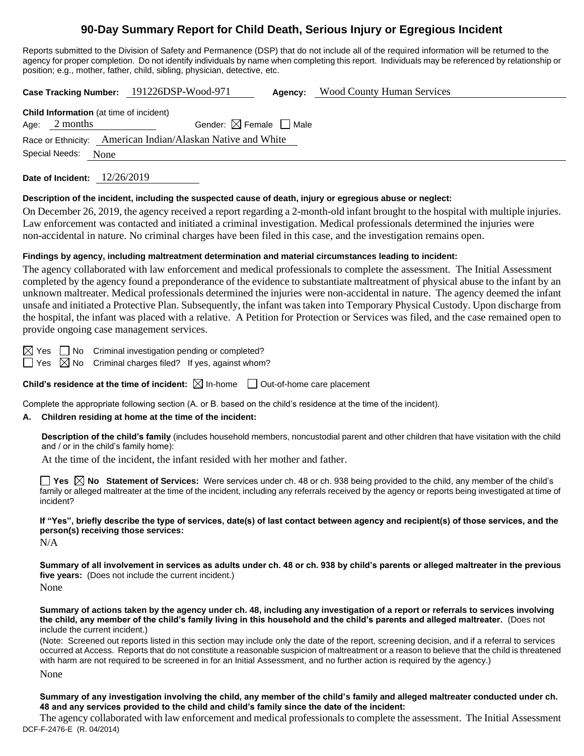# 90-Day Summary Report for Child Death, Serious Injury or Egregious Incident

Reports submitted to the Division of Safety and Permanence (DSP) that do not include all of the required information will be returned to the agency for proper completion. Do not identify individuals by name when completing this report. Individuals may be referenced by relationship or position; e.g., mother, father, child, sibling, physician, detective, etc.

**Case Tracking Number:** 191226DSP-Wood-971 **Agency:** Wood County Human Services

**Child Information** (at time of incident)

Age: 2 months Gender: ☒ Female ☐ Male

Race or Ethnicity: American Indian/Alaskan Native and White

Special Needs: None

**Date of Incident:** 12/26/2019

**Description of the incident, including the suspected cause of death, injury or egregious abuse or neglect:**

On December 26, 2019, the agency received a report regarding a 2-month-old infant brought to the hospital with multiple injuries. Law enforcement was contacted and initiated a criminal investigation. Medical professionals determined the injuries were non-accidental in nature. No criminal charges have been filed in this case, and the investigation remains open.

**Findings by agency, including maltreatment determination and material circumstances leading to incident:**

The agency collaborated with law enforcement and medical professionals to complete the assessment. The Initial Assessment completed by the agency found a preponderance of the evidence to substantiate maltreatment of physical abuse to the infant by an unknown maltreater. Medical professionals determined the injuries were non-accidental in nature. The agency deemed the infant unsafe and initiated a Protective Plan. Subsequently, the infant was taken into Temporary Physical Custody. Upon discharge from the hospital, the infant was placed with a relative. A Petition for Protection or Services was filed, and the case remained open to provide ongoing case management services.

☒ Yes ☐ No Criminal investigation pending or completed?

☐ Yes ☒ No Criminal charges filed? If yes, against whom?

**Child's residence at the time of incident:** ☒ In-home ☐ Out-of-home care placement

Complete the appropriate following section (A. or B. based on the child's residence at the time of the incident).

**A. Children residing at home at the time of the incident:**

**Description of the child's family** (includes household members, noncustodial parent and other children that have visitation with the child and / or in the child's family home):

At the time of the incident, the infant resided with her mother and father.

☐ **Yes** ☒ **No Statement of Services:** Were services under ch. 48 or ch. 938 being provided to the child, any member of the child's family or alleged maltreater at the time of the incident, including any referrals received by the agency or reports being investigated at time of incident?

**If "Yes", briefly describe the type of services, date(s) of last contact between agency and recipient(s) of those services, and the person(s) receiving those services:**

N/A

**Summary of all involvement in services as adults under ch. 48 or ch. 938 by child's parents or alleged maltreater in the previous five years:** (Does not include the current incident.)

None

**Summary of actions taken by the agency under ch. 48, including any investigation of a report or referrals to services involving the child, any member of the child's family living in this household and the child's parents and alleged maltreater.** (Does not include the current incident.)

(Note: Screened out reports listed in this section may include only the date of the report, screening decision, and if a referral to services occurred at Access. Reports that do not constitute a reasonable suspicion of maltreatment or a reason to believe that the child is threatened with harm are not required to be screened in for an Initial Assessment, and no further action is required by the agency.)

None

**Summary of any investigation involving the child, any member of the child's family and alleged maltreater conducted under ch. 48 and any services provided to the child and child's family since the date of the incident:**

The agency collaborated with law enforcement and medical professionals to complete the assessment. The Initial Assessment

DCF-F-2476-E (R. 04/2014)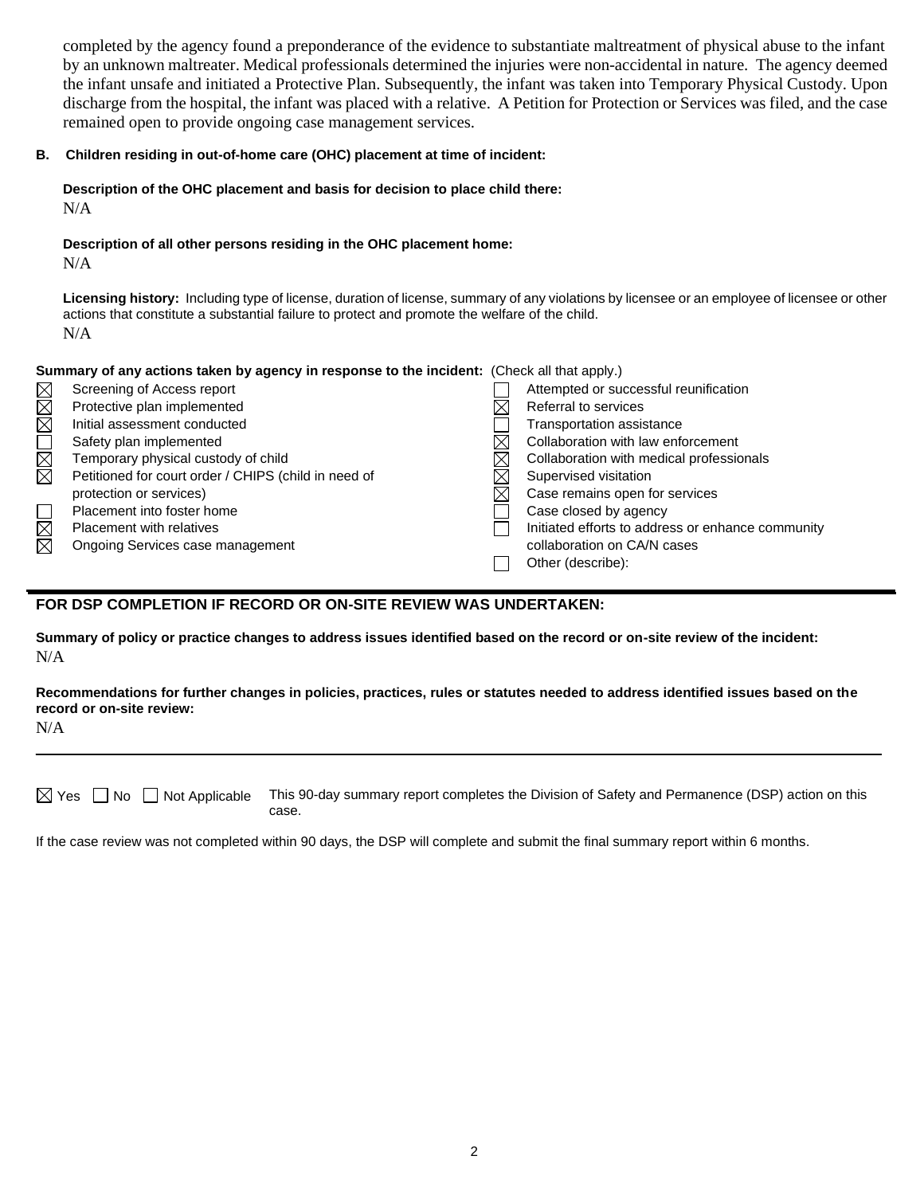completed by the agency found a preponderance of the evidence to substantiate maltreatment of physical abuse to the infant by an unknown maltreater. Medical professionals determined the injuries were non-accidental in nature. The agency deemed the infant unsafe and initiated a Protective Plan. Subsequently, the infant was taken into Temporary Physical Custody. Upon discharge from the hospital, the infant was placed with a relative. A Petition for Protection or Services was filed, and the case remained open to provide ongoing case management services.

**B. Children residing in out-of-home care (OHC) placement at time of incident:**

**Description of the OHC placement and basis for decision to place child there:**
N/A

**Description of all other persons residing in the OHC placement home:**
N/A

**Licensing history:** Including type of license, duration of license, summary of any violations by licensee or an employee of licensee or other actions that constitute a substantial failure to protect and promote the welfare of the child.
N/A

**Summary of any actions taken by agency in response to the incident:** (Check all that apply.)

- ☒ Screening of Access report
- ☒ Protective plan implemented
- ☒ Initial assessment conducted
- ☐ Safety plan implemented
- ☒ Temporary physical custody of child
- ☒ Petitioned for court order / CHIPS (child in need of protection or services)
- ☐ Placement into foster home
- ☒ Placement with relatives
- ☒ Ongoing Services case management
- ☐ Attempted or successful reunification
- ☒ Referral to services
- ☐ Transportation assistance
- ☒ Collaboration with law enforcement
- ☒ Collaboration with medical professionals
- ☒ Supervised visitation
- ☒ Case remains open for services
- ☐ Case closed by agency
- ☐ Initiated efforts to address or enhance community collaboration on CA/N cases
- ☐ Other (describe):

## FOR DSP COMPLETION IF RECORD OR ON-SITE REVIEW WAS UNDERTAKEN:

**Summary of policy or practice changes to address issues identified based on the record or on-site review of the incident:**
N/A

**Recommendations for further changes in policies, practices, rules or statutes needed to address identified issues based on the record or on-site review:**
N/A

---

☒ Yes ☐ No ☐ Not Applicable This 90-day summary report completes the Division of Safety and Permanence (DSP) action on this case.

If the case review was not completed within 90 days, the DSP will complete and submit the final summary report within 6 months.